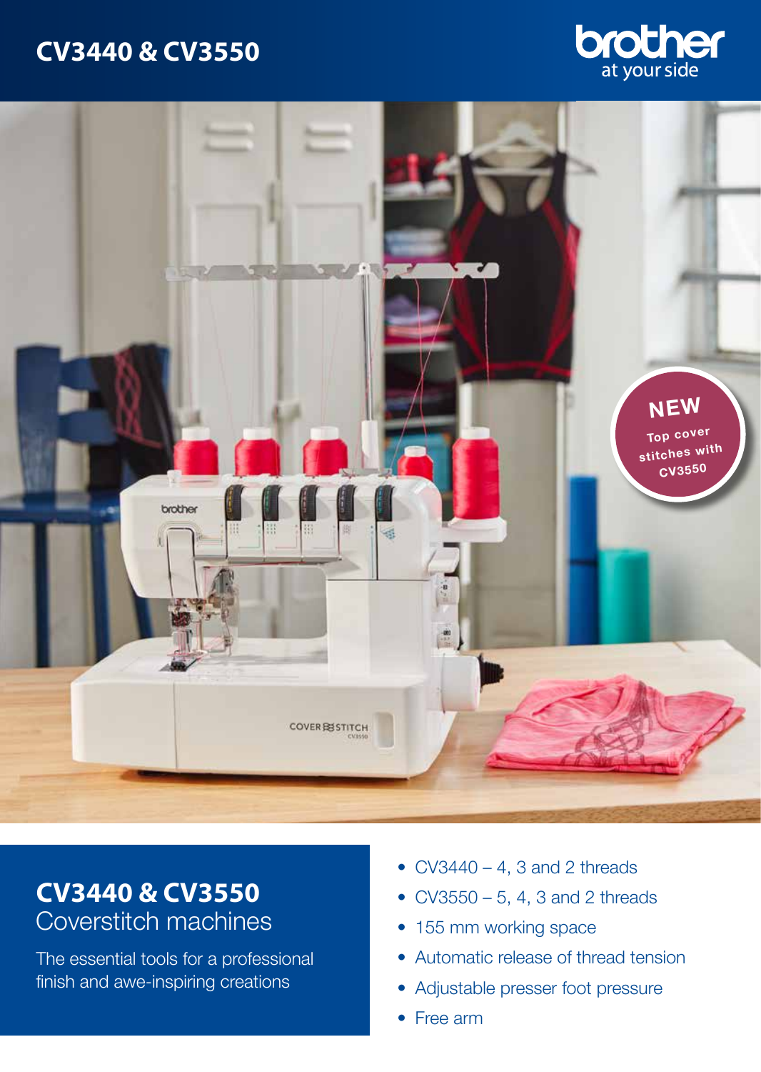# CV3440 & CV3550

brother at your side

**NEW** Top cover stitches with CV3550

## CV3440 & CV3550
Coverstitch machines

The essential tools for a professional finish and awe-inspiring creations

- CV3440 – 4, 3 and 2 threads
- CV3550 – 5, 4, 3 and 2 threads
- 155 mm working space
- Automatic release of thread tension
- Adjustable presser foot pressure
- Free arm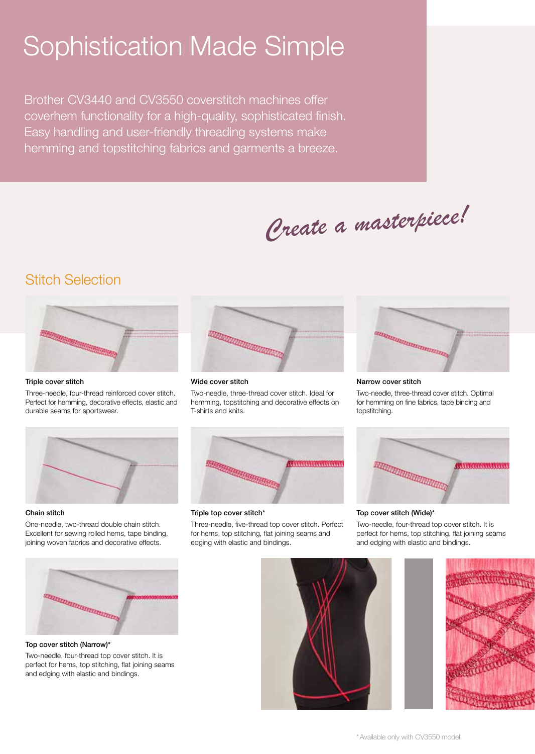# Sophistication Made Simple

Brother CV3440 and CV3550 coverstitch machines offer coverhem functionality for a high-quality, sophisticated finish. Easy handling and user-friendly threading systems make hemming and topstitching fabrics and garments a breeze.

*Create a masterpiece!*

## Stitch Selection

**Triple cover stitch**

Three-needle, four-thread reinforced cover stitch. Perfect for hemming, decorative effects, elastic and durable seams for sportswear.

**Wide cover stitch**

Two-needle, three-thread cover stitch. Ideal for hemming, topstitching and decorative effects on T-shirts and knits.

**Narrow cover stitch**

Two-needle, three-thread cover stitch. Optimal for hemming on fine fabrics, tape binding and topstitching.

**Chain stitch**

One-needle, two-thread double chain stitch. Excellent for sewing rolled hems, tape binding, joining woven fabrics and decorative effects.

**Triple top cover stitch***

Three-needle, five-thread top cover stitch. Perfect for hems, top stitching, flat joining seams and edging with elastic and bindings.

**Top cover stitch (Wide)***

Two-needle, four-thread top cover stitch. It is perfect for hems, top stitching, flat joining seams and edging with elastic and bindings.

**Top cover stitch (Narrow)***

Two-needle, four-thread top cover stitch. It is perfect for hems, top stitching, flat joining seams and edging with elastic and bindings.

*Available only with CV3550 model.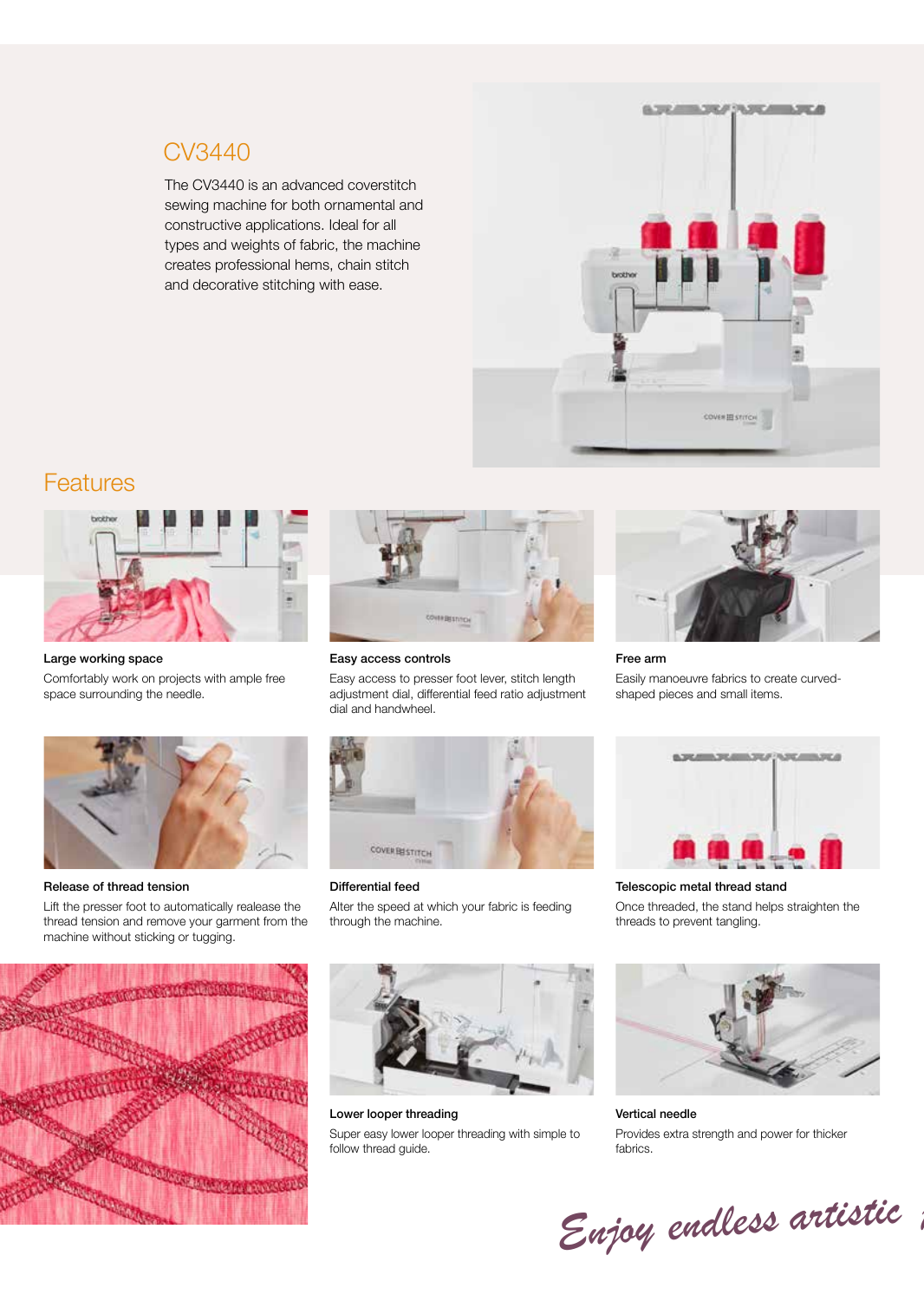## CV3440

The CV3440 is an advanced coverstitch sewing machine for both ornamental and constructive applications. Ideal for all types and weights of fabric, the machine creates professional hems, chain stitch and decorative stitching with ease.

## Features

**Large working space**

Comfortably work on projects with ample free space surrounding the needle.

**Easy access controls**

Easy access to presser foot lever, stitch length adjustment dial, differential feed ratio adjustment dial and handwheel.

**Free arm**

Easily manoeuvre fabrics to create curved-shaped pieces and small items.

**Release of thread tension**

Lift the presser foot to automatically realease the thread tension and remove your garment from the machine without sticking or tugging.

**Differential feed**

Alter the speed at which your fabric is feeding through the machine.

**Telescopic metal thread stand**

Once threaded, the stand helps straighten the threads to prevent tangling.

**Lower looper threading**

Super easy lower looper threading with simple to follow thread guide.

**Vertical needle**

Provides extra strength and power for thicker fabrics.

*Enjoy endless artistic*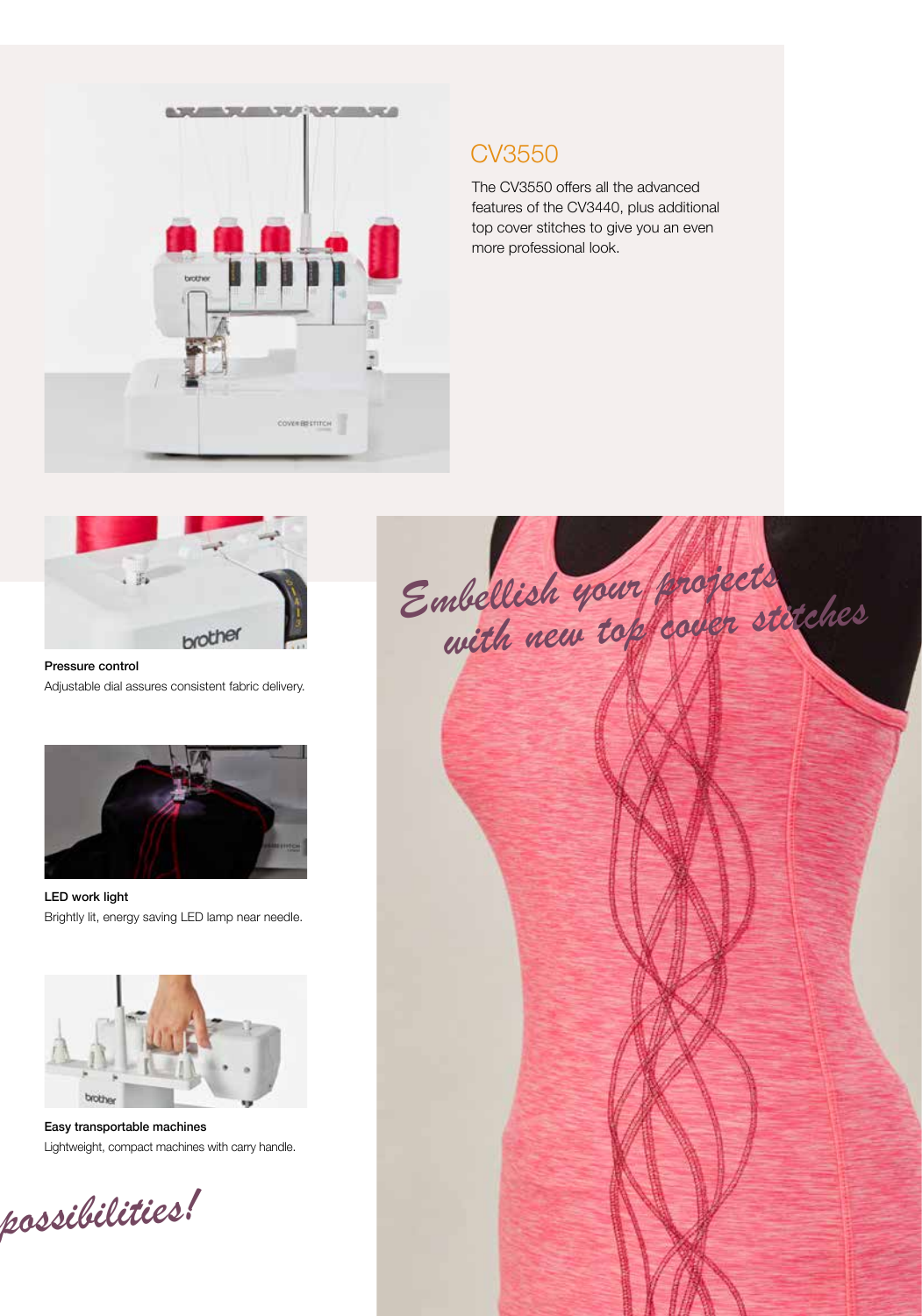## CV3550

The CV3550 offers all the advanced features of the CV3440, plus additional top cover stitches to give you an even more professional look.

*Embellish your projects with new top cover stitches*

**Pressure control**
Adjustable dial assures consistent fabric delivery.

**LED work light**
Brightly lit, energy saving LED lamp near needle.

**Easy transportable machines**
Lightweight, compact machines with carry handle.

*possibilities!*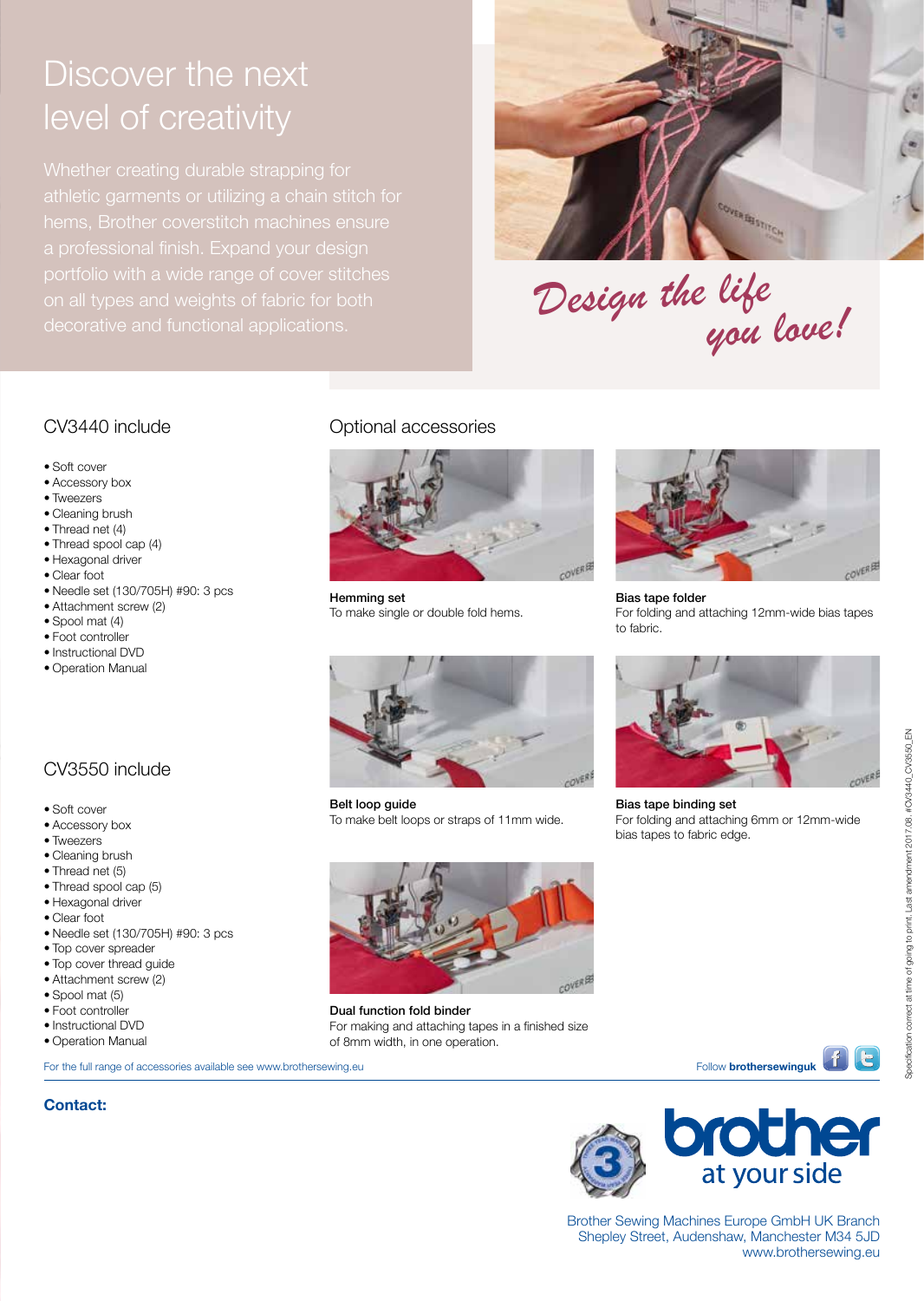# Discover the next level of creativity

Whether creating durable strapping for athletic garments or utilizing a chain stitch for hems, Brother coverstitch machines ensure a professional finish. Expand your design portfolio with a wide range of cover stitches on all types and weights of fabric for both decorative and functional applications.

*Design the life you love!*

## CV3440 include

- Soft cover
- Accessory box
- Tweezers
- Cleaning brush
- Thread net (4)
- Thread spool cap (4)
- Hexagonal driver
- Clear foot
- Needle set (130/705H) #90: 3 pcs
- Attachment screw (2)
- Spool mat (4)
- Foot controller
- Instructional DVD
- Operation Manual

## CV3550 include

- Soft cover
- Accessory box
- Tweezers
- Cleaning brush
- Thread net (5)
- Thread spool cap (5)
- Hexagonal driver
- Clear foot
- Needle set (130/705H) #90: 3 pcs
- Top cover spreader
- Top cover thread guide
- Attachment screw (2)
- Spool mat (5)
- Foot controller
- Instructional DVD
- Operation Manual

## Optional accessories

**Hemming set**
To make single or double fold hems.

**Bias tape folder**
For folding and attaching 12mm-wide bias tapes to fabric.

**Belt loop guide**
To make belt loops or straps of 11mm wide.

**Bias tape binding set**
For folding and attaching 6mm or 12mm-wide bias tapes to fabric edge.

**Dual function fold binder**
For making and attaching tapes in a finished size of 8mm width, in one operation.

For the full range of accessories available see www.brothersewing.eu

Follow **brothersewinguk**

Specification correct at time of going to print. Last amendment 2017.08. #CV3440_CV3550_EN

**Contact:**

brother at your side

Brother Sewing Machines Europe GmbH UK Branch
Shepley Street, Audenshaw, Manchester M34 5JD
www.brothersewing.eu